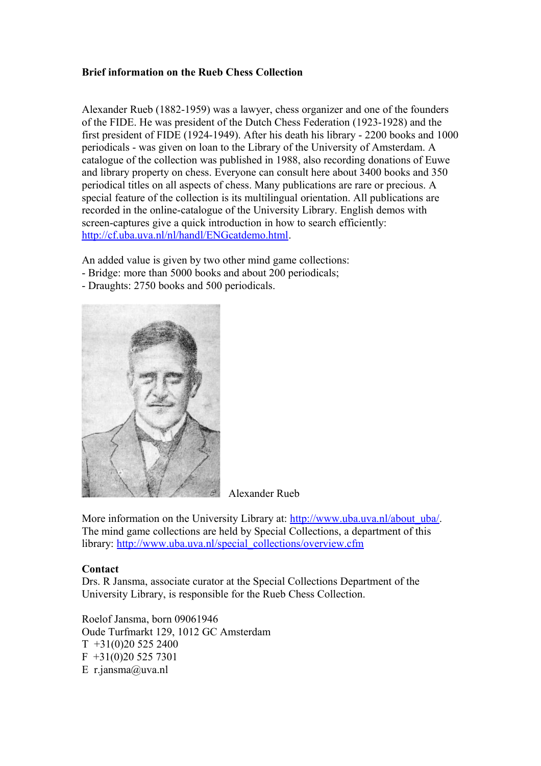**Brief information on the Rueb Chess Collection**

Alexander Rueb (1882-1959) was a lawyer, chess organizer and one of the founders of the FIDE. He was president of the Dutch Chess Federation (1923-1928) and the first president of FIDE (1924-1949). After his death his library - 2200 books and 1000 periodicals - was given on loan to the Library of the University of Amsterdam. A catalogue of the collection was published in 1988, also recording donations of Euwe and library property on chess. Everyone can consult here about 3400 books and 350 periodical titles on all aspects of chess. Many publications are rare or precious. A special feature of the collection is its multilingual orientation. All publications are recorded in the online-catalogue of the University Library. English demos with screen-captures give a quick introduction in how to search efficiently: http://cf.uba.uva.nl/nl/handl/ENGcatdemo.html.

An added value is given by two other mind game collections:
- Bridge: more than 5000 books and about 200 periodicals;
- Draughts: 2750 books and 500 periodicals.

Alexander Rueb

More information on the University Library at: http://www.uba.uva.nl/about_uba/.
The mind game collections are held by Special Collections, a department of this library: http://www.uba.uva.nl/special_collections/overview.cfm

**Contact**
Drs. R Jansma, associate curator at the Special Collections Department of the University Library, is responsible for the Rueb Chess Collection.

Roelof Jansma, born 09061946
Oude Turfmarkt 129, 1012 GC Amsterdam
T +31(0)20 525 2400
F +31(0)20 525 7301
E r.jansma@uva.nl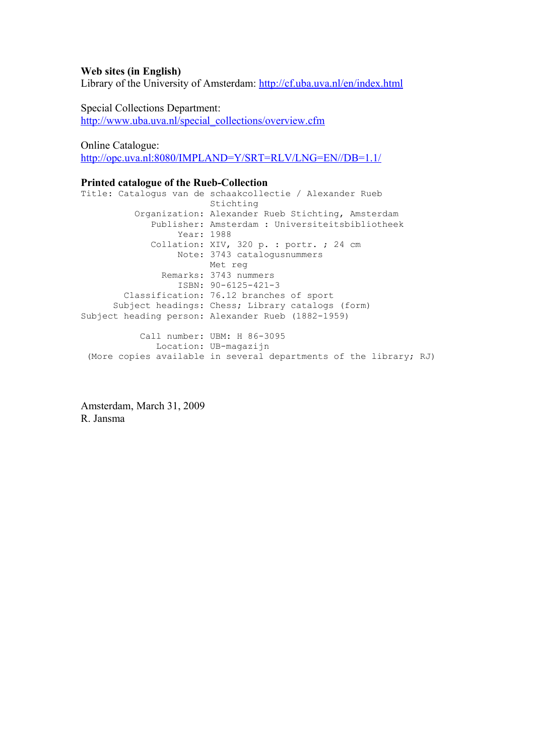**Web sites (in English)**
Library of the University of Amsterdam: http://cf.uba.uva.nl/en/index.html

Special Collections Department:
http://www.uba.uva.nl/special_collections/overview.cfm

Online Catalogue:
http://opc.uva.nl:8080/IMPLAND=Y/SRT=RLV/LNG=EN//DB=1.1/

**Printed catalogue of the Rueb-Collection**

```
Title: Catalogus van de schaakcollectie / Alexander Rueb
                        Stichting
          Organization: Alexander Rueb Stichting, Amsterdam
             Publisher: Amsterdam : Universiteitsbibliotheek
                  Year: 1988
             Collation: XIV, 320 p. : portr. ; 24 cm
                  Note: 3743 catalogusnummers
                        Met reg
               Remarks: 3743 nummers
                  ISBN: 90-6125-421-3
        Classification: 76.12 branches of sport
      Subject headings: Chess; Library catalogs (form)
Subject heading person: Alexander Rueb (1882-1959)

           Call number: UBM: H 86-3095
              Location: UB-magazijn
 (More copies available in several departments of the library; RJ)
```

Amsterdam, March 31, 2009
R. Jansma